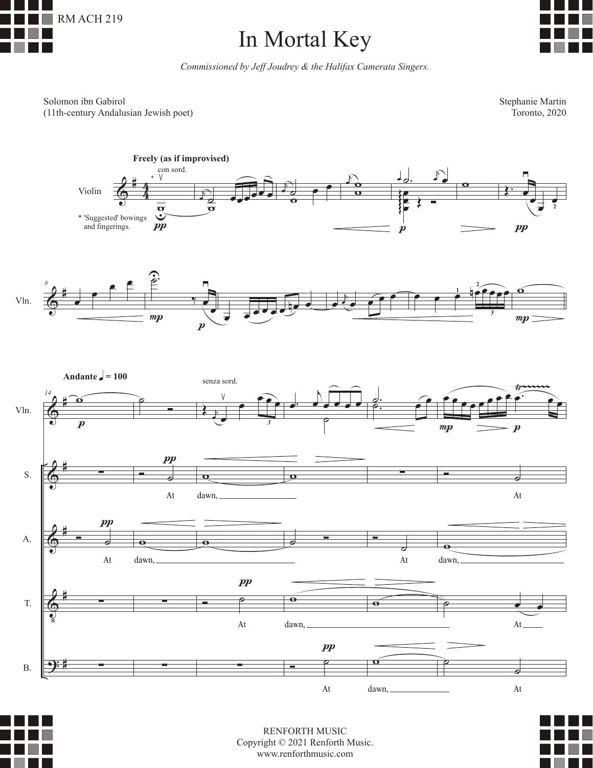RM ACH 219

# In Mortal Key

*Commissioned by Jeff Joudrey & the Halifax Camerata Singers.*

Solomon ibn Gabirol
(11th-century Andalusian Jewish poet)

Stephanie Martin
Toronto, 2020

**Freely (as if improvised)**

* 'Suggested' bowings and fingerings.

**Andante** ♩ = 100

At dawn, At dawn, At dawn, At

RENFORTH MUSIC
Copyright © 2021 Renforth Music.
www.renforthmusic.com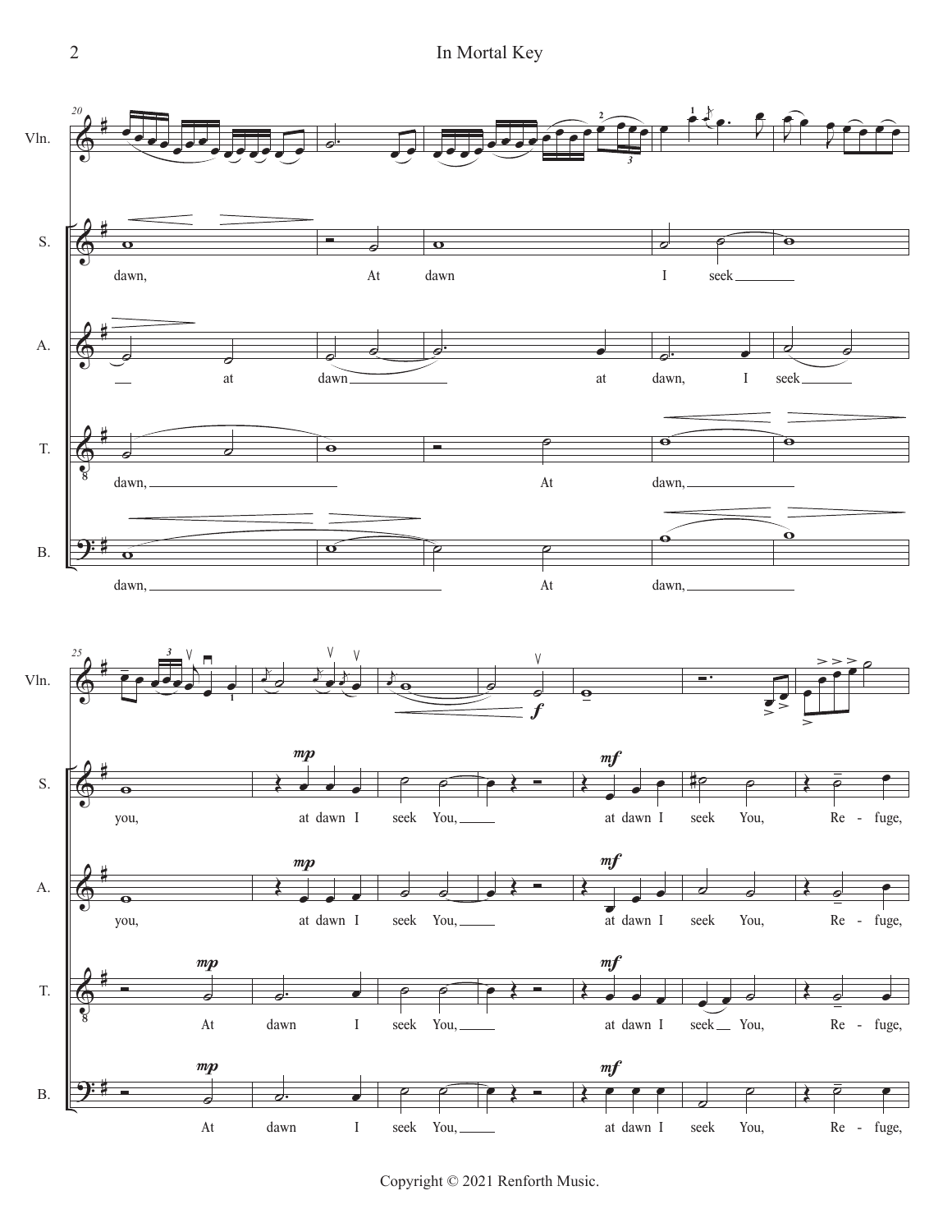Copyright © 2021 Renforth Music.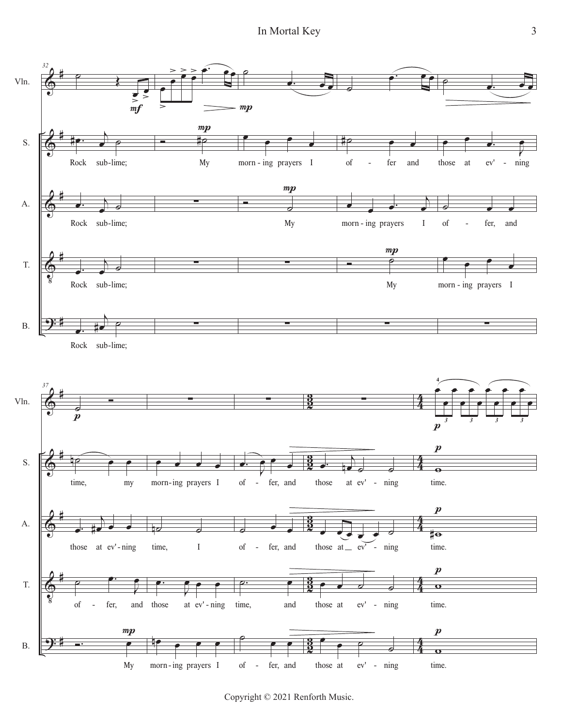Vln.

S. Rock sub-lime; My morn-ing prayers I of - fer and those at ev' - ning time, my morn-ing prayers I of - fer, and those at ev' - ning time.

A. Rock sub-lime; My morn-ing prayers I of - fer, and those at ev'-ning time, I of - fer, and those at ev' - ning time.

T. Rock sub-lime; My morn-ing prayers I of - fer, and those at ev'-ning time, and those at ev' - ning time.

B. Rock sub-lime; My morn-ing prayers I of - fer, and those at ev' - ning time.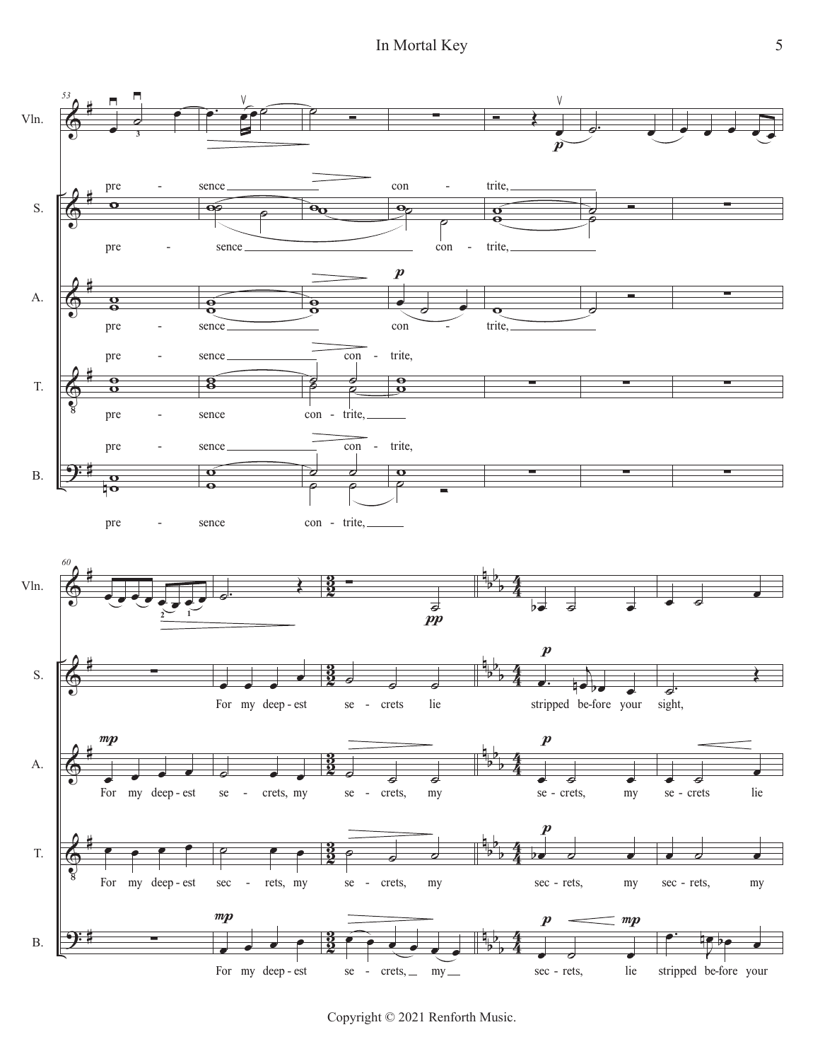Vln.

S. — pre - sence con - trite, / pre - sence con - trite,

A. — pre - sence con - trite,

T. — pre - sence con - trite, / pre - sence con - trite,

B. — pre - sence con - trite, / pre - sence con - trite,

S. — For my deep - est se - crets lie stripped be - fore your sight,

A. — For my deep - est se - crets, my se - crets, my se - crets, my se - crets lie

T. — For my deep - est sec - rets, my se - crets, my sec - rets, my sec - rets, my

B. — For my deep - est se - crets, my sec - rets, lie stripped be - fore your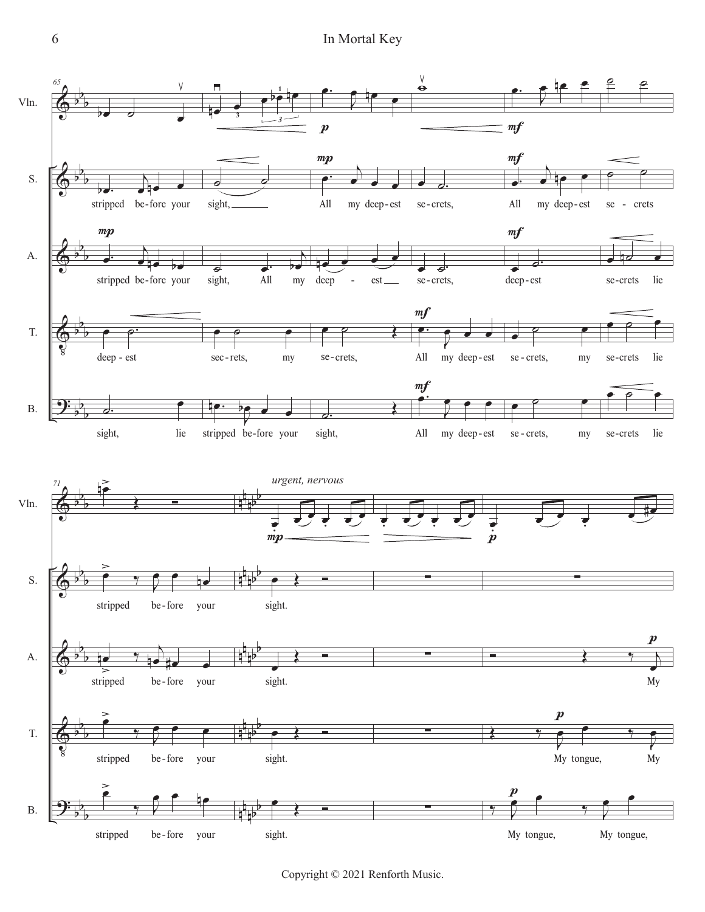*urgent, nervous*

**Vln.**

**S.** stripped be-fore your sight, All my deep-est se-crets, All my deep-est se - crets stripped be-fore your sight.

**A.** stripped be-fore your sight, All my deep - est se-crets, deep-est se-crets lie stripped be-fore your sight. My

**T.** deep - est sec-rets, my se-crets, All my deep-est se-crets, my se-crets lie stripped be-fore your sight. My tongue, My

**B.** sight, lie stripped be-fore your sight, All my deep-est se-crets, my se-crets lie stripped be-fore your sight. My tongue, My tongue,